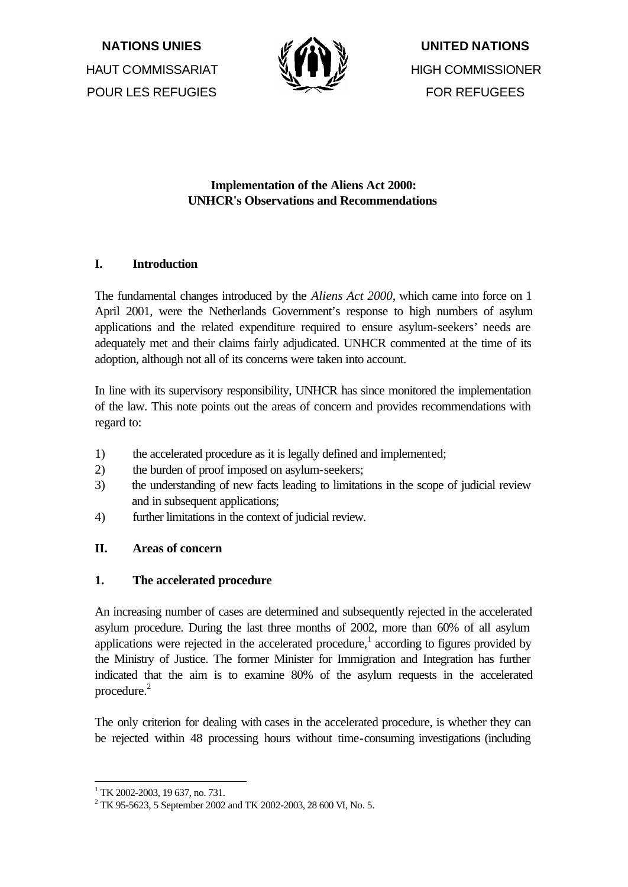NATIONS UNIES
HAUT COMMISSARIAT
POUR LES REFUGIES

UNITED NATIONS
HIGH COMMISSIONER
FOR REFUGEES

# Implementation of the Aliens Act 2000: UNHCR's Observations and Recommendations

## I. Introduction

The fundamental changes introduced by the *Aliens Act 2000*, which came into force on 1 April 2001, were the Netherlands Government's response to high numbers of asylum applications and the related expenditure required to ensure asylum-seekers' needs are adequately met and their claims fairly adjudicated. UNHCR commented at the time of its adoption, although not all of its concerns were taken into account.

In line with its supervisory responsibility, UNHCR has since monitored the implementation of the law. This note points out the areas of concern and provides recommendations with regard to:

1) the accelerated procedure as it is legally defined and implemented;
2) the burden of proof imposed on asylum-seekers;
3) the understanding of new facts leading to limitations in the scope of judicial review and in subsequent applications;
4) further limitations in the context of judicial review.

## II. Areas of concern

### 1. The accelerated procedure

An increasing number of cases are determined and subsequently rejected in the accelerated asylum procedure. During the last three months of 2002, more than 60% of all asylum applications were rejected in the accelerated procedure,[1] according to figures provided by the Ministry of Justice. The former Minister for Immigration and Integration has further indicated that the aim is to examine 80% of the asylum requests in the accelerated procedure.[2]

The only criterion for dealing with cases in the accelerated procedure, is whether they can be rejected within 48 processing hours without time-consuming investigations (including

---

[1] TK 2002-2003, 19 637, no. 731.

[2] TK 95-5623, 5 September 2002 and TK 2002-2003, 28 600 VI, No. 5.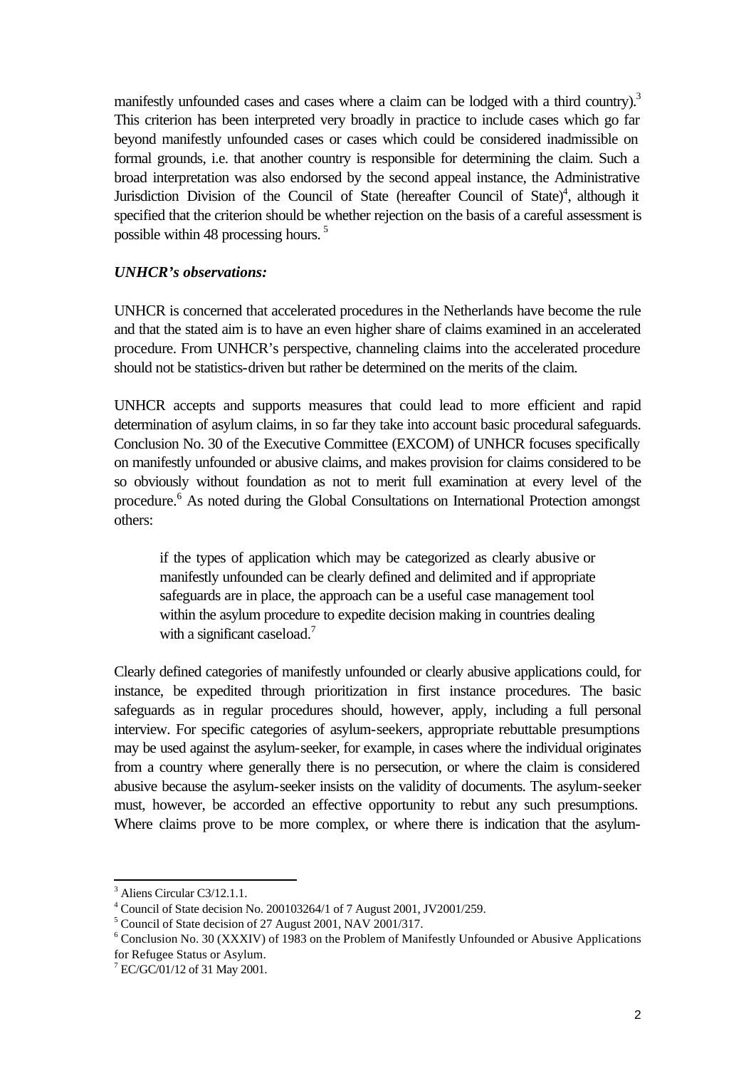manifestly unfounded cases and cases where a claim can be lodged with a third country).[3] This criterion has been interpreted very broadly in practice to include cases which go far beyond manifestly unfounded cases or cases which could be considered inadmissible on formal grounds, i.e. that another country is responsible for determining the claim. Such a broad interpretation was also endorsed by the second appeal instance, the Administrative Jurisdiction Division of the Council of State (hereafter Council of State)[4], although it specified that the criterion should be whether rejection on the basis of a careful assessment is possible within 48 processing hours.[5]

***UNHCR's observations:***

UNHCR is concerned that accelerated procedures in the Netherlands have become the rule and that the stated aim is to have an even higher share of claims examined in an accelerated procedure. From UNHCR's perspective, channeling claims into the accelerated procedure should not be statistics-driven but rather be determined on the merits of the claim.

UNHCR accepts and supports measures that could lead to more efficient and rapid determination of asylum claims, in so far they take into account basic procedural safeguards. Conclusion No. 30 of the Executive Committee (EXCOM) of UNHCR focuses specifically on manifestly unfounded or abusive claims, and makes provision for claims considered to be so obviously without foundation as not to merit full examination at every level of the procedure.[6] As noted during the Global Consultations on International Protection amongst others:

> if the types of application which may be categorized as clearly abusive or manifestly unfounded can be clearly defined and delimited and if appropriate safeguards are in place, the approach can be a useful case management tool within the asylum procedure to expedite decision making in countries dealing with a significant caseload.[7]

Clearly defined categories of manifestly unfounded or clearly abusive applications could, for instance, be expedited through prioritization in first instance procedures. The basic safeguards as in regular procedures should, however, apply, including a full personal interview. For specific categories of asylum-seekers, appropriate rebuttable presumptions may be used against the asylum-seeker, for example, in cases where the individual originates from a country where generally there is no persecution, or where the claim is considered abusive because the asylum-seeker insists on the validity of documents. The asylum-seeker must, however, be accorded an effective opportunity to rebut any such presumptions. Where claims prove to be more complex, or where there is indication that the asylum-

---

[3] Aliens Circular C3/12.1.1.

[4] Council of State decision No. 200103264/1 of 7 August 2001, JV2001/259.

[5] Council of State decision of 27 August 2001, NAV 2001/317.

[6] Conclusion No. 30 (XXXIV) of 1983 on the Problem of Manifestly Unfounded or Abusive Applications for Refugee Status or Asylum.

[7] EC/GC/01/12 of 31 May 2001.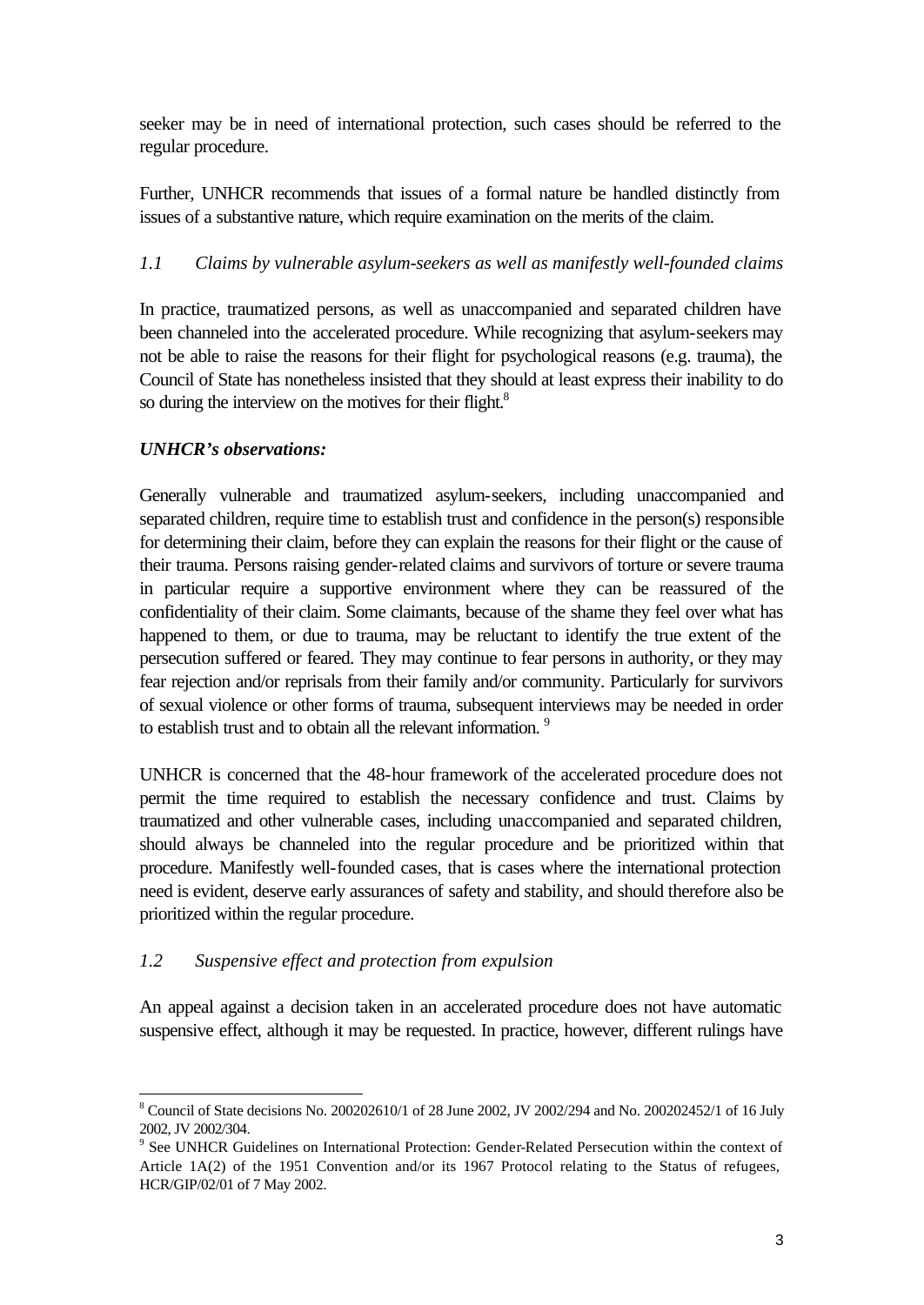seeker may be in need of international protection, such cases should be referred to the regular procedure.

Further, UNHCR recommends that issues of a formal nature be handled distinctly from issues of a substantive nature, which require examination on the merits of the claim.

### *1.1 Claims by vulnerable asylum-seekers as well as manifestly well-founded claims*

In practice, traumatized persons, as well as unaccompanied and separated children have been channeled into the accelerated procedure. While recognizing that asylum-seekers may not be able to raise the reasons for their flight for psychological reasons (e.g. trauma), the Council of State has nonetheless insisted that they should at least express their inability to do so during the interview on the motives for their flight.[8]

***UNHCR's observations:***

Generally vulnerable and traumatized asylum-seekers, including unaccompanied and separated children, require time to establish trust and confidence in the person(s) responsible for determining their claim, before they can explain the reasons for their flight or the cause of their trauma. Persons raising gender-related claims and survivors of torture or severe trauma in particular require a supportive environment where they can be reassured of the confidentiality of their claim. Some claimants, because of the shame they feel over what has happened to them, or due to trauma, may be reluctant to identify the true extent of the persecution suffered or feared. They may continue to fear persons in authority, or they may fear rejection and/or reprisals from their family and/or community. Particularly for survivors of sexual violence or other forms of trauma, subsequent interviews may be needed in order to establish trust and to obtain all the relevant information.[9]

UNHCR is concerned that the 48-hour framework of the accelerated procedure does not permit the time required to establish the necessary confidence and trust. Claims by traumatized and other vulnerable cases, including unaccompanied and separated children, should always be channeled into the regular procedure and be prioritized within that procedure. Manifestly well-founded cases, that is cases where the international protection need is evident, deserve early assurances of safety and stability, and should therefore also be prioritized within the regular procedure.

### *1.2 Suspensive effect and protection from expulsion*

An appeal against a decision taken in an accelerated procedure does not have automatic suspensive effect, although it may be requested. In practice, however, different rulings have

---

[8] Council of State decisions No. 200202610/1 of 28 June 2002, JV 2002/294 and No. 200202452/1 of 16 July 2002, JV 2002/304.

[9] See UNHCR Guidelines on International Protection: Gender-Related Persecution within the context of Article 1A(2) of the 1951 Convention and/or its 1967 Protocol relating to the Status of refugees, HCR/GIP/02/01 of 7 May 2002.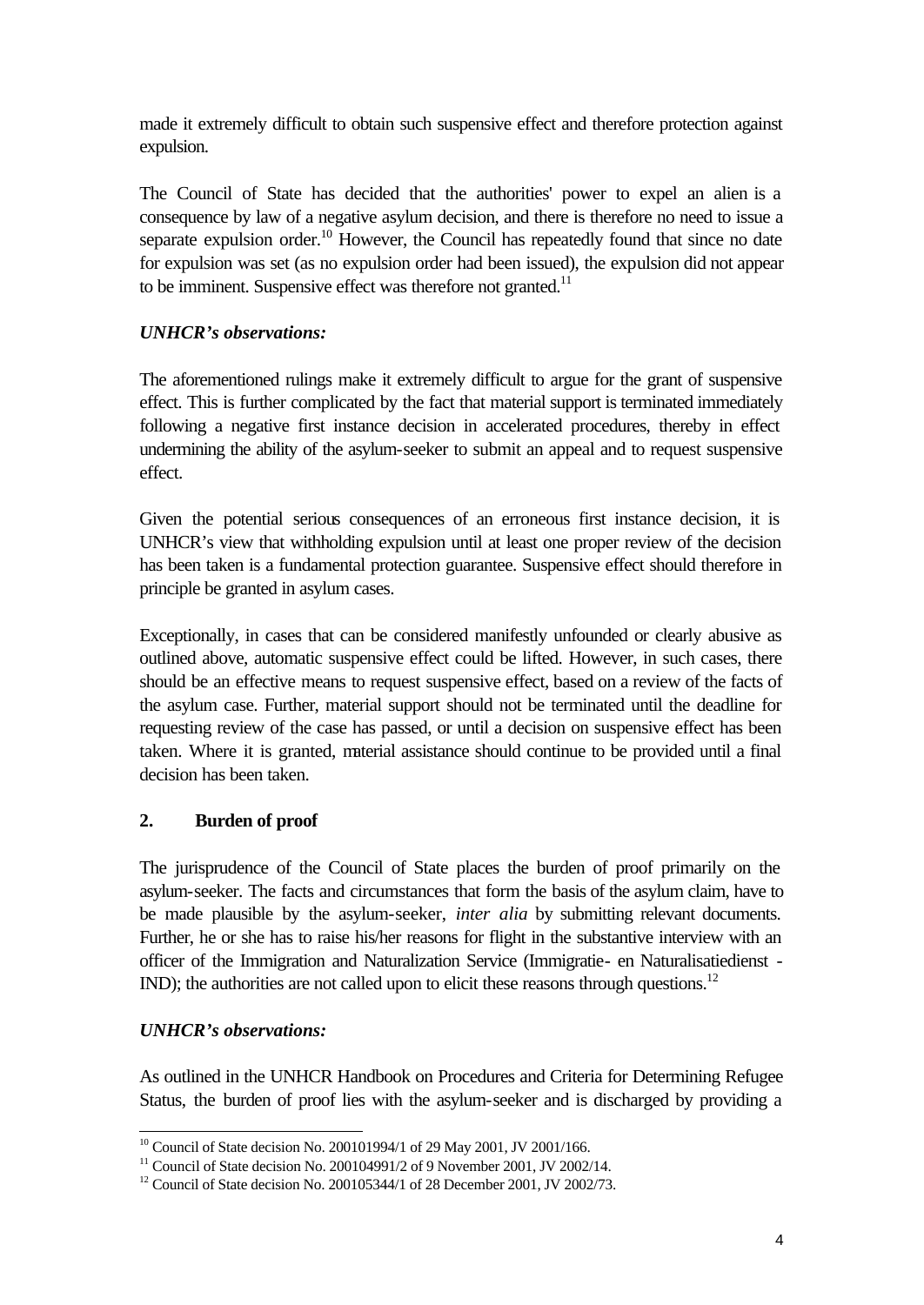made it extremely difficult to obtain such suspensive effect and therefore protection against expulsion.

The Council of State has decided that the authorities' power to expel an alien is a consequence by law of a negative asylum decision, and there is therefore no need to issue a separate expulsion order.[10] However, the Council has repeatedly found that since no date for expulsion was set (as no expulsion order had been issued), the expulsion did not appear to be imminent. Suspensive effect was therefore not granted.[11]

***UNHCR's observations:***

The aforementioned rulings make it extremely difficult to argue for the grant of suspensive effect. This is further complicated by the fact that material support is terminated immediately following a negative first instance decision in accelerated procedures, thereby in effect undermining the ability of the asylum-seeker to submit an appeal and to request suspensive effect.

Given the potential serious consequences of an erroneous first instance decision, it is UNHCR's view that withholding expulsion until at least one proper review of the decision has been taken is a fundamental protection guarantee. Suspensive effect should therefore in principle be granted in asylum cases.

Exceptionally, in cases that can be considered manifestly unfounded or clearly abusive as outlined above, automatic suspensive effect could be lifted. However, in such cases, there should be an effective means to request suspensive effect, based on a review of the facts of the asylum case. Further, material support should not be terminated until the deadline for requesting review of the case has passed, or until a decision on suspensive effect has been taken. Where it is granted, material assistance should continue to be provided until a final decision has been taken.

## 2. Burden of proof

The jurisprudence of the Council of State places the burden of proof primarily on the asylum-seeker. The facts and circumstances that form the basis of the asylum claim, have to be made plausible by the asylum-seeker, *inter alia* by submitting relevant documents. Further, he or she has to raise his/her reasons for flight in the substantive interview with an officer of the Immigration and Naturalization Service (Immigratie- en Naturalisatiedienst - IND); the authorities are not called upon to elicit these reasons through questions.[12]

***UNHCR's observations:***

As outlined in the UNHCR Handbook on Procedures and Criteria for Determining Refugee Status, the burden of proof lies with the asylum-seeker and is discharged by providing a

---

[10] Council of State decision No. 200101994/1 of 29 May 2001, JV 2001/166.

[11] Council of State decision No. 200104991/2 of 9 November 2001, JV 2002/14.

[12] Council of State decision No. 200105344/1 of 28 December 2001, JV 2002/73.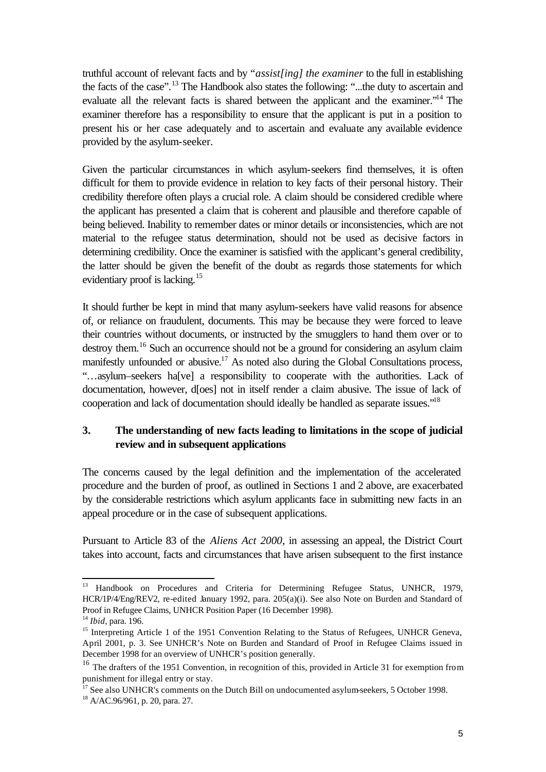truthful account of relevant facts and by "*assist[ing] the examiner* to the full in establishing the facts of the case".[13] The Handbook also states the following: "...the duty to ascertain and evaluate all the relevant facts is shared between the applicant and the examiner."[14] The examiner therefore has a responsibility to ensure that the applicant is put in a position to present his or her case adequately and to ascertain and evaluate any available evidence provided by the asylum-seeker.

Given the particular circumstances in which asylum-seekers find themselves, it is often difficult for them to provide evidence in relation to key facts of their personal history. Their credibility therefore often plays a crucial role. A claim should be considered credible where the applicant has presented a claim that is coherent and plausible and therefore capable of being believed. Inability to remember dates or minor details or inconsistencies, which are not material to the refugee status determination, should not be used as decisive factors in determining credibility. Once the examiner is satisfied with the applicant's general credibility, the latter should be given the benefit of the doubt as regards those statements for which evidentiary proof is lacking.[15]

It should further be kept in mind that many asylum-seekers have valid reasons for absence of, or reliance on fraudulent, documents. This may be because they were forced to leave their countries without documents, or instructed by the smugglers to hand them over or to destroy them.[16] Such an occurrence should not be a ground for considering an asylum claim manifestly unfounded or abusive.[17] As noted also during the Global Consultations process, "…asylum–seekers ha[ve] a responsibility to cooperate with the authorities. Lack of documentation, however, d[oes] not in itself render a claim abusive. The issue of lack of cooperation and lack of documentation should ideally be handled as separate issues."[18]

### 3. The understanding of new facts leading to limitations in the scope of judicial review and in subsequent applications

The concerns caused by the legal definition and the implementation of the accelerated procedure and the burden of proof, as outlined in Sections 1 and 2 above, are exacerbated by the considerable restrictions which asylum applicants face in submitting new facts in an appeal procedure or in the case of subsequent applications.

Pursuant to Article 83 of the *Aliens Act 2000*, in assessing an appeal, the District Court takes into account, facts and circumstances that have arisen subsequent to the first instance

---

[13] Handbook on Procedures and Criteria for Determining Refugee Status, UNHCR, 1979, HCR/1P/4/Eng/REV2, re-edited January 1992, para. 205(a)(i). See also Note on Burden and Standard of Proof in Refugee Claims, UNHCR Position Paper (16 December 1998).

[14] *Ibid*, para. 196.

[15] Interpreting Article 1 of the 1951 Convention Relating to the Status of Refugees, UNHCR Geneva, April 2001, p. 3. See UNHCR's Note on Burden and Standard of Proof in Refugee Claims issued in December 1998 for an overview of UNHCR's position generally.

[16] The drafters of the 1951 Convention, in recognition of this, provided in Article 31 for exemption from punishment for illegal entry or stay.

[17] See also UNHCR's comments on the Dutch Bill on undocumented asylum-seekers, 5 October 1998.

[18] A/AC.96/961, p. 20, para. 27.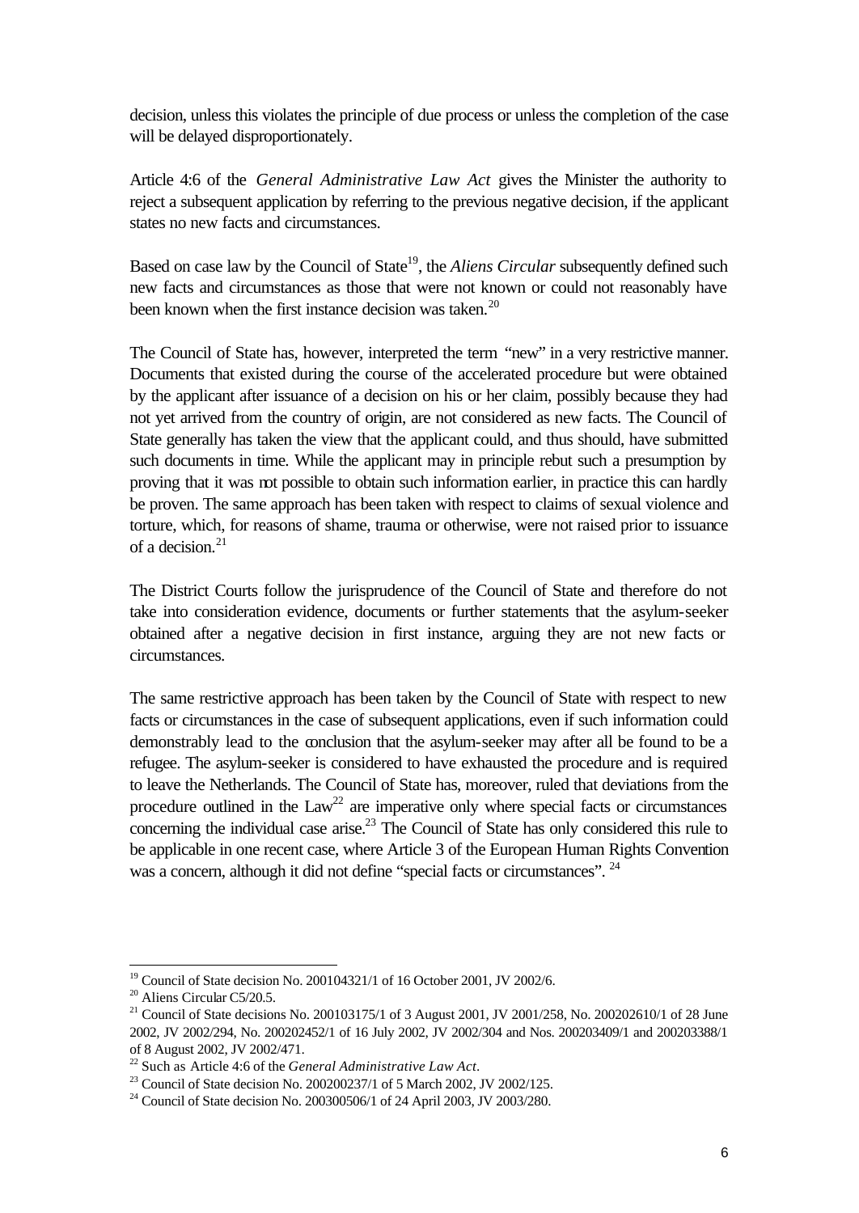decision, unless this violates the principle of due process or unless the completion of the case will be delayed disproportionately.

Article 4:6 of the *General Administrative Law Act* gives the Minister the authority to reject a subsequent application by referring to the previous negative decision, if the applicant states no new facts and circumstances.

Based on case law by the Council of State[19], the *Aliens Circular* subsequently defined such new facts and circumstances as those that were not known or could not reasonably have been known when the first instance decision was taken.[20]

The Council of State has, however, interpreted the term "new" in a very restrictive manner. Documents that existed during the course of the accelerated procedure but were obtained by the applicant after issuance of a decision on his or her claim, possibly because they had not yet arrived from the country of origin, are not considered as new facts. The Council of State generally has taken the view that the applicant could, and thus should, have submitted such documents in time. While the applicant may in principle rebut such a presumption by proving that it was not possible to obtain such information earlier, in practice this can hardly be proven. The same approach has been taken with respect to claims of sexual violence and torture, which, for reasons of shame, trauma or otherwise, were not raised prior to issuance of a decision.[21]

The District Courts follow the jurisprudence of the Council of State and therefore do not take into consideration evidence, documents or further statements that the asylum-seeker obtained after a negative decision in first instance, arguing they are not new facts or circumstances.

The same restrictive approach has been taken by the Council of State with respect to new facts or circumstances in the case of subsequent applications, even if such information could demonstrably lead to the conclusion that the asylum-seeker may after all be found to be a refugee. The asylum-seeker is considered to have exhausted the procedure and is required to leave the Netherlands. The Council of State has, moreover, ruled that deviations from the procedure outlined in the Law[22] are imperative only where special facts or circumstances concerning the individual case arise.[23] The Council of State has only considered this rule to be applicable in one recent case, where Article 3 of the European Human Rights Convention was a concern, although it did not define "special facts or circumstances".[24]

---

[19] Council of State decision No. 200104321/1 of 16 October 2001, JV 2002/6.

[20] Aliens Circular C5/20.5.

[21] Council of State decisions No. 200103175/1 of 3 August 2001, JV 2001/258, No. 200202610/1 of 28 June 2002, JV 2002/294, No. 200202452/1 of 16 July 2002, JV 2002/304 and Nos. 200203409/1 and 200203388/1 of 8 August 2002, JV 2002/471.

[22] Such as Article 4:6 of the *General Administrative Law Act*.

[23] Council of State decision No. 200200237/1 of 5 March 2002, JV 2002/125.

[24] Council of State decision No. 200300506/1 of 24 April 2003, JV 2003/280.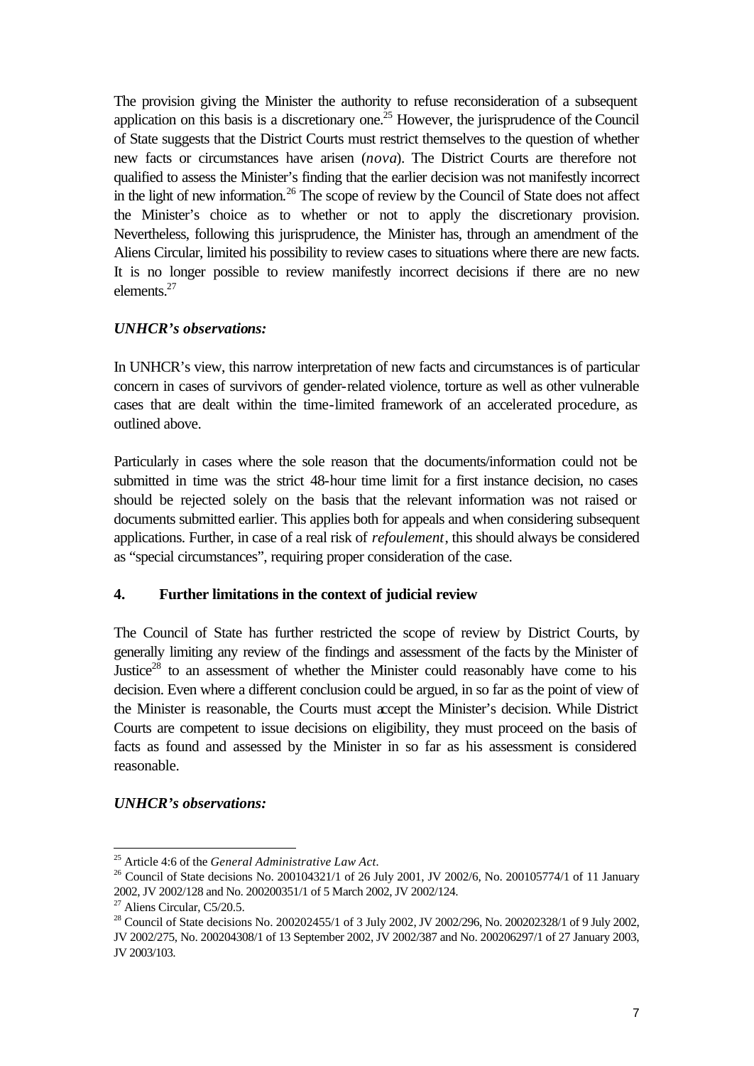The provision giving the Minister the authority to refuse reconsideration of a subsequent application on this basis is a discretionary one.[25] However, the jurisprudence of the Council of State suggests that the District Courts must restrict themselves to the question of whether new facts or circumstances have arisen (*nova*). The District Courts are therefore not qualified to assess the Minister's finding that the earlier decision was not manifestly incorrect in the light of new information.[26] The scope of review by the Council of State does not affect the Minister's choice as to whether or not to apply the discretionary provision. Nevertheless, following this jurisprudence, the Minister has, through an amendment of the Aliens Circular, limited his possibility to review cases to situations where there are new facts. It is no longer possible to review manifestly incorrect decisions if there are no new elements.[27]

***UNHCR's observations:***

In UNHCR's view, this narrow interpretation of new facts and circumstances is of particular concern in cases of survivors of gender-related violence, torture as well as other vulnerable cases that are dealt within the time-limited framework of an accelerated procedure, as outlined above.

Particularly in cases where the sole reason that the documents/information could not be submitted in time was the strict 48-hour time limit for a first instance decision, no cases should be rejected solely on the basis that the relevant information was not raised or documents submitted earlier. This applies both for appeals and when considering subsequent applications. Further, in case of a real risk of *refoulement*, this should always be considered as "special circumstances", requiring proper consideration of the case.

## 4. Further limitations in the context of judicial review

The Council of State has further restricted the scope of review by District Courts, by generally limiting any review of the findings and assessment of the facts by the Minister of Justice[28] to an assessment of whether the Minister could reasonably have come to his decision. Even where a different conclusion could be argued, in so far as the point of view of the Minister is reasonable, the Courts must accept the Minister's decision. While District Courts are competent to issue decisions on eligibility, they must proceed on the basis of facts as found and assessed by the Minister in so far as his assessment is considered reasonable.

***UNHCR's observations:***

---

[25] Article 4:6 of the *General Administrative Law Act*.

[26] Council of State decisions No. 200104321/1 of 26 July 2001, JV 2002/6, No. 200105774/1 of 11 January 2002, JV 2002/128 and No. 200200351/1 of 5 March 2002, JV 2002/124.

[27] Aliens Circular, C5/20.5.

[28] Council of State decisions No. 200202455/1 of 3 July 2002, JV 2002/296, No. 200202328/1 of 9 July 2002, JV 2002/275, No. 200204308/1 of 13 September 2002, JV 2002/387 and No. 200206297/1 of 27 January 2003, JV 2003/103.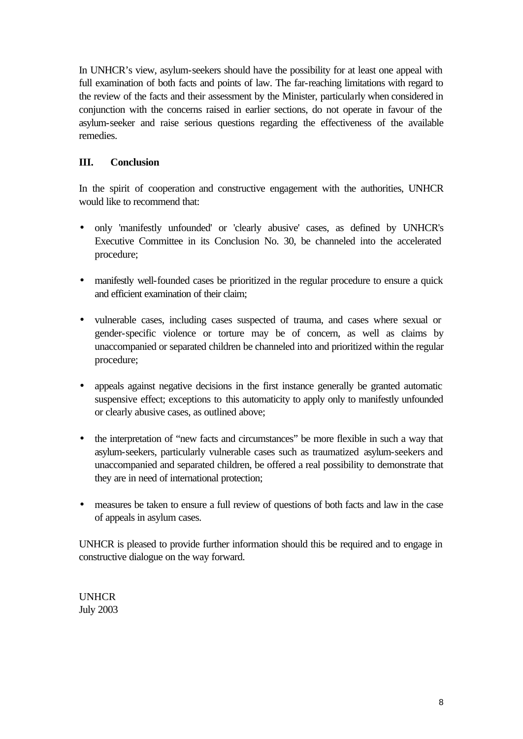In UNHCR's view, asylum-seekers should have the possibility for at least one appeal with full examination of both facts and points of law. The far-reaching limitations with regard to the review of the facts and their assessment by the Minister, particularly when considered in conjunction with the concerns raised in earlier sections, do not operate in favour of the asylum-seeker and raise serious questions regarding the effectiveness of the available remedies.

## III. Conclusion

In the spirit of cooperation and constructive engagement with the authorities, UNHCR would like to recommend that:

- only 'manifestly unfounded' or 'clearly abusive' cases, as defined by UNHCR's Executive Committee in its Conclusion No. 30, be channeled into the accelerated procedure;

- manifestly well-founded cases be prioritized in the regular procedure to ensure a quick and efficient examination of their claim;

- vulnerable cases, including cases suspected of trauma, and cases where sexual or gender-specific violence or torture may be of concern, as well as claims by unaccompanied or separated children be channeled into and prioritized within the regular procedure;

- appeals against negative decisions in the first instance generally be granted automatic suspensive effect; exceptions to this automaticity to apply only to manifestly unfounded or clearly abusive cases, as outlined above;

- the interpretation of "new facts and circumstances" be more flexible in such a way that asylum-seekers, particularly vulnerable cases such as traumatized asylum-seekers and unaccompanied and separated children, be offered a real possibility to demonstrate that they are in need of international protection;

- measures be taken to ensure a full review of questions of both facts and law in the case of appeals in asylum cases.

UNHCR is pleased to provide further information should this be required and to engage in constructive dialogue on the way forward.

UNHCR
July 2003